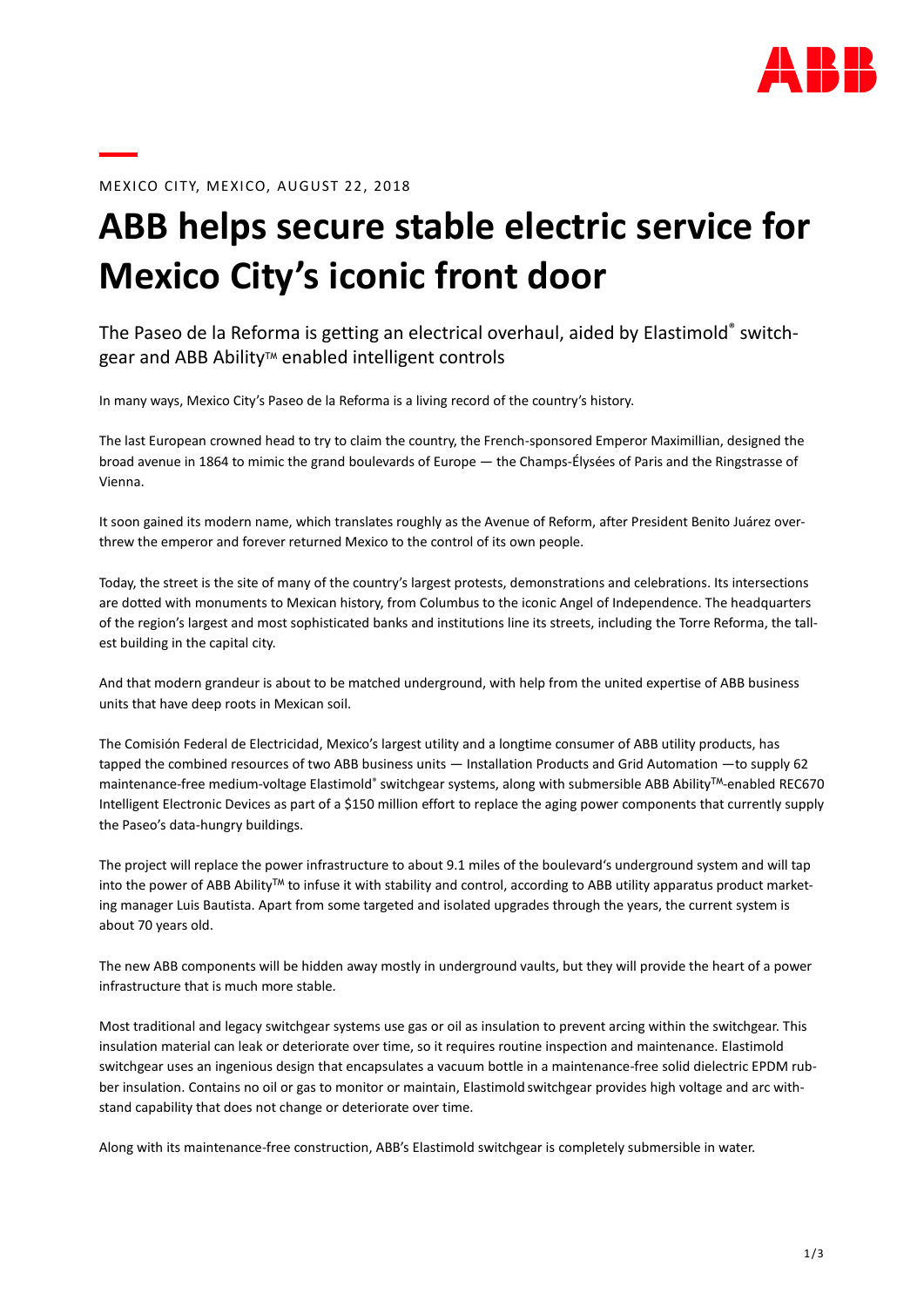MEXICO CITY, MEXICO, AUGUST 22, 2018

# ABB helps secure stable electric service for Mexico City's iconic front door

## The Paseo de la Reforma is getting an electrical overhaul, aided by Elastimold® switch-gear and ABB Ability™ enabled intelligent controls

In many ways, Mexico City's Paseo de la Reforma is a living record of the country's history.

The last European crowned head to try to claim the country, the French-sponsored Emperor Maximillian, designed the broad avenue in 1864 to mimic the grand boulevards of Europe — the Champs-Élysées of Paris and the Ringstrasse of Vienna.

It soon gained its modern name, which translates roughly as the Avenue of Reform, after President Benito Juárez over-threw the emperor and forever returned Mexico to the control of its own people.

Today, the street is the site of many of the country's largest protests, demonstrations and celebrations. Its intersections are dotted with monuments to Mexican history, from Columbus to the iconic Angel of Independence. The headquarters of the region's largest and most sophisticated banks and institutions line its streets, including the Torre Reforma, the tall-est building in the capital city.

And that modern grandeur is about to be matched underground, with help from the united expertise of ABB business units that have deep roots in Mexican soil.

The Comisión Federal de Electricidad, Mexico's largest utility and a longtime consumer of ABB utility products, has tapped the combined resources of two ABB business units — Installation Products and Grid Automation —to supply 62 maintenance-free medium-voltage Elastimold® switchgear systems, along with submersible ABB Ability™-enabled REC670 Intelligent Electronic Devices as part of a $150 million effort to replace the aging power components that currently supply the Paseo's data-hungry buildings.

The project will replace the power infrastructure to about 9.1 miles of the boulevard's underground system and will tap into the power of ABB Ability™ to infuse it with stability and control, according to ABB utility apparatus product market-ing manager Luis Bautista. Apart from some targeted and isolated upgrades through the years, the current system is about 70 years old.

The new ABB components will be hidden away mostly in underground vaults, but they will provide the heart of a power infrastructure that is much more stable.

Most traditional and legacy switchgear systems use gas or oil as insulation to prevent arcing within the switchgear. This insulation material can leak or deteriorate over time, so it requires routine inspection and maintenance. Elastimold switchgear uses an ingenious design that encapsulates a vacuum bottle in a maintenance-free solid dielectric EPDM rub-ber insulation. Contains no oil or gas to monitor or maintain, Elastimold switchgear provides high voltage and arc with-stand capability that does not change or deteriorate over time.

Along with its maintenance-free construction, ABB's Elastimold switchgear is completely submersible in water.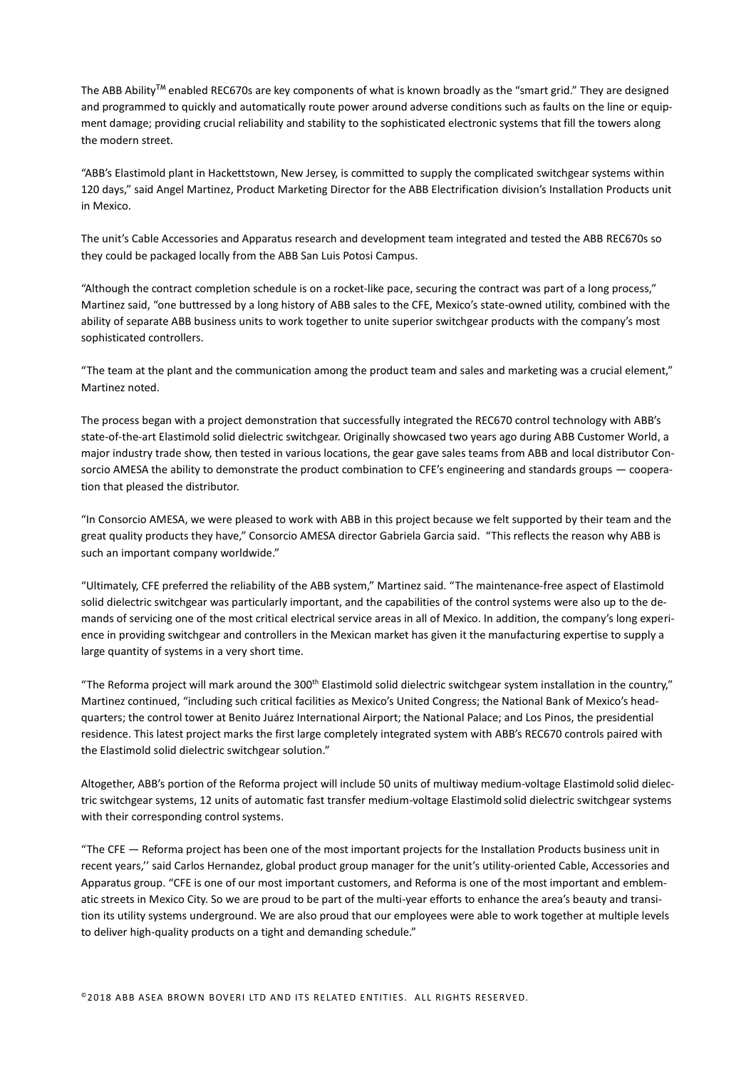The ABB Ability™ enabled REC670s are key components of what is known broadly as the "smart grid." They are designed and programmed to quickly and automatically route power around adverse conditions such as faults on the line or equipment damage; providing crucial reliability and stability to the sophisticated electronic systems that fill the towers along the modern street.

"ABB's Elastimold plant in Hackettstown, New Jersey, is committed to supply the complicated switchgear systems within 120 days," said Angel Martinez, Product Marketing Director for the ABB Electrification division's Installation Products unit in Mexico.

The unit's Cable Accessories and Apparatus research and development team integrated and tested the ABB REC670s so they could be packaged locally from the ABB San Luis Potosi Campus.

"Although the contract completion schedule is on a rocket-like pace, securing the contract was part of a long process," Martinez said, "one buttressed by a long history of ABB sales to the CFE, Mexico's state-owned utility, combined with the ability of separate ABB business units to work together to unite superior switchgear products with the company's most sophisticated controllers.

"The team at the plant and the communication among the product team and sales and marketing was a crucial element," Martinez noted.

The process began with a project demonstration that successfully integrated the REC670 control technology with ABB's state-of-the-art Elastimold solid dielectric switchgear. Originally showcased two years ago during ABB Customer World, a major industry trade show, then tested in various locations, the gear gave sales teams from ABB and local distributor Consorcio AMESA the ability to demonstrate the product combination to CFE's engineering and standards groups — cooperation that pleased the distributor.

"In Consorcio AMESA, we were pleased to work with ABB in this project because we felt supported by their team and the great quality products they have," Consorcio AMESA director Gabriela Garcia said. "This reflects the reason why ABB is such an important company worldwide."

"Ultimately, CFE preferred the reliability of the ABB system," Martinez said. "The maintenance-free aspect of Elastimold solid dielectric switchgear was particularly important, and the capabilities of the control systems were also up to the demands of servicing one of the most critical electrical service areas in all of Mexico. In addition, the company's long experience in providing switchgear and controllers in the Mexican market has given it the manufacturing expertise to supply a large quantity of systems in a very short time.

"The Reforma project will mark around the 300th Elastimold solid dielectric switchgear system installation in the country," Martinez continued, "including such critical facilities as Mexico's United Congress; the National Bank of Mexico's headquarters; the control tower at Benito Juárez International Airport; the National Palace; and Los Pinos, the presidential residence. This latest project marks the first large completely integrated system with ABB's REC670 controls paired with the Elastimold solid dielectric switchgear solution."

Altogether, ABB's portion of the Reforma project will include 50 units of multiway medium-voltage Elastimold solid dielectric switchgear systems, 12 units of automatic fast transfer medium-voltage Elastimold solid dielectric switchgear systems with their corresponding control systems.

"The CFE — Reforma project has been one of the most important projects for the Installation Products business unit in recent years,'' said Carlos Hernandez, global product group manager for the unit's utility-oriented Cable, Accessories and Apparatus group. "CFE is one of our most important customers, and Reforma is one of the most important and emblematic streets in Mexico City. So we are proud to be part of the multi-year efforts to enhance the area's beauty and transition its utility systems underground. We are also proud that our employees were able to work together at multiple levels to deliver high-quality products on a tight and demanding schedule."

©2018 ABB ASEA BROWN BOVERI LTD AND ITS RELATED ENTITIES. ALL RIGHTS RESERVED.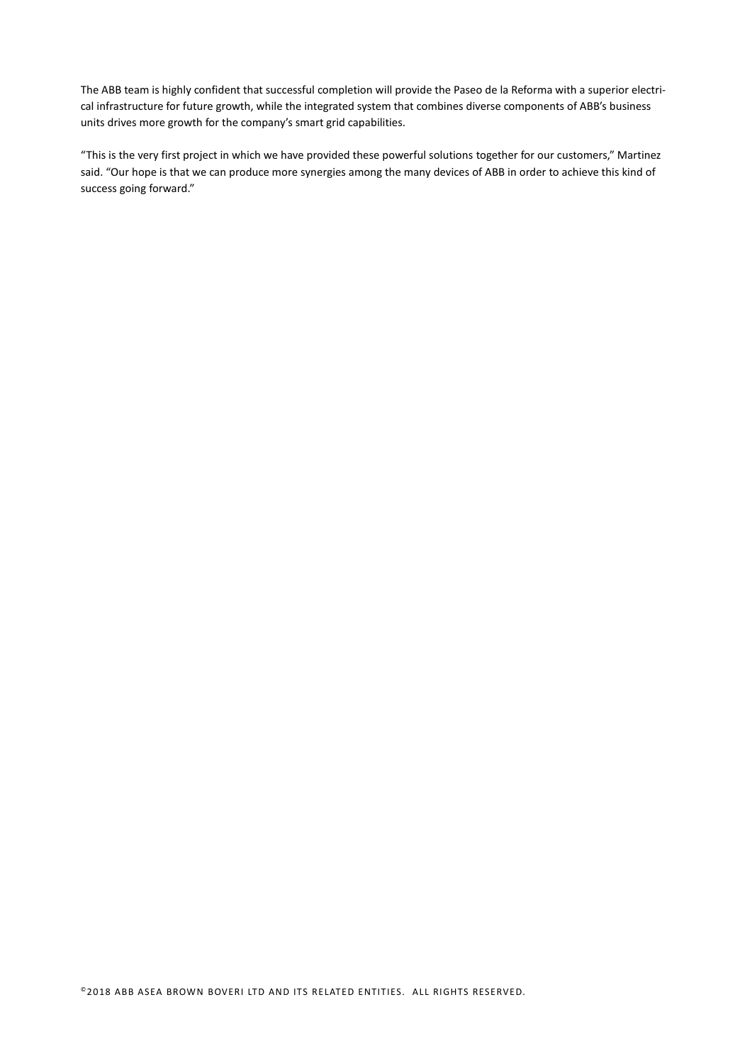The ABB team is highly confident that successful completion will provide the Paseo de la Reforma with a superior electrical infrastructure for future growth, while the integrated system that combines diverse components of ABB's business units drives more growth for the company's smart grid capabilities.

"This is the very first project in which we have provided these powerful solutions together for our customers," Martinez said. "Our hope is that we can produce more synergies among the many devices of ABB in order to achieve this kind of success going forward."

©2018 ABB ASEA BROWN BOVERI LTD AND ITS RELATED ENTITIES. ALL RIGHTS RESERVED.